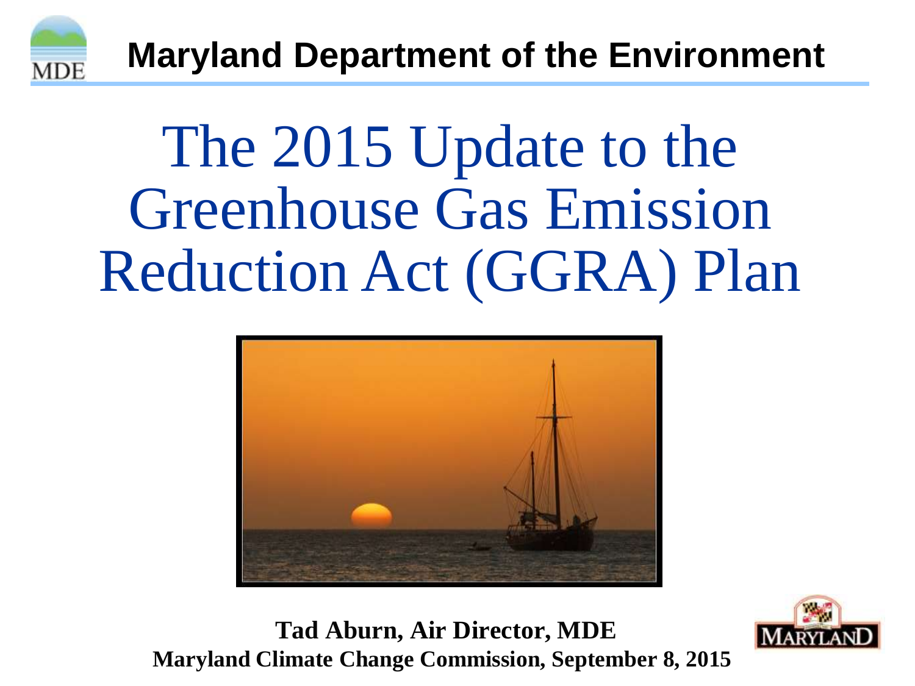Maryland Department of the Environment

# The 2015 Update to the Greenhouse Gas Emission Reduction Act (GGRA) Plan

**Tad Aburn, Air Director, MDE**

**Maryland Climate Change Commission, September 8, 2015**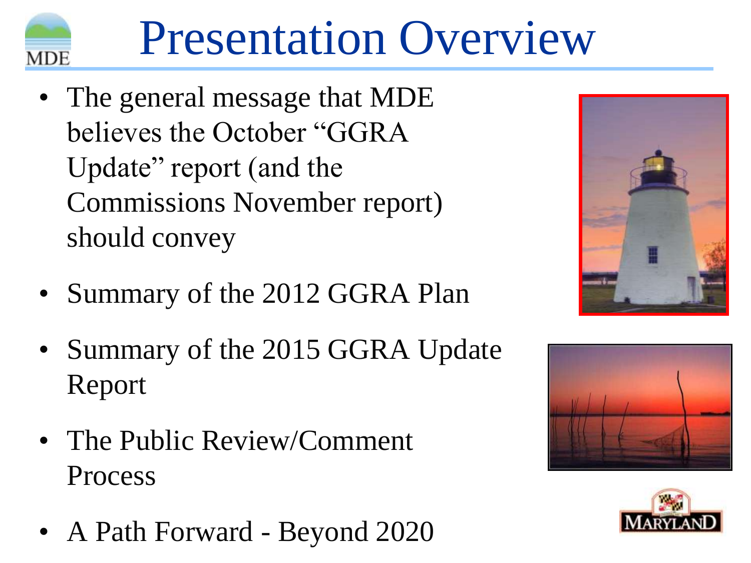# Presentation Overview

- The general message that MDE believes the October "GGRA Update" report (and the Commissions November report) should convey
- Summary of the 2012 GGRA Plan
- Summary of the 2015 GGRA Update Report
- The Public Review/Comment Process
- A Path Forward - Beyond 2020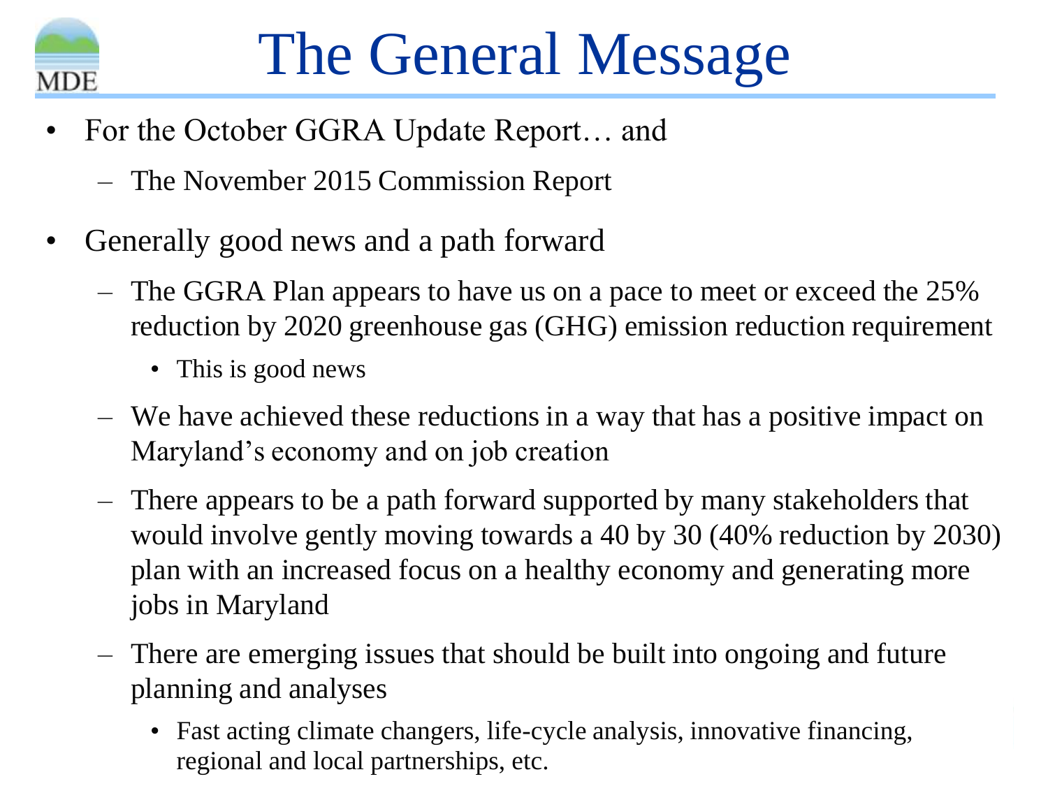# The General Message

- For the October GGRA Update Report… and
  - The November 2015 Commission Report
- Generally good news and a path forward
  - The GGRA Plan appears to have us on a pace to meet or exceed the 25% reduction by 2020 greenhouse gas (GHG) emission reduction requirement
    - This is good news
  - We have achieved these reductions in a way that has a positive impact on Maryland's economy and on job creation
  - There appears to be a path forward supported by many stakeholders that would involve gently moving towards a 40 by 30 (40% reduction by 2030) plan with an increased focus on a healthy economy and generating more jobs in Maryland
  - There are emerging issues that should be built into ongoing and future planning and analyses
    - Fast acting climate changers, life-cycle analysis, innovative financing, regional and local partnerships, etc.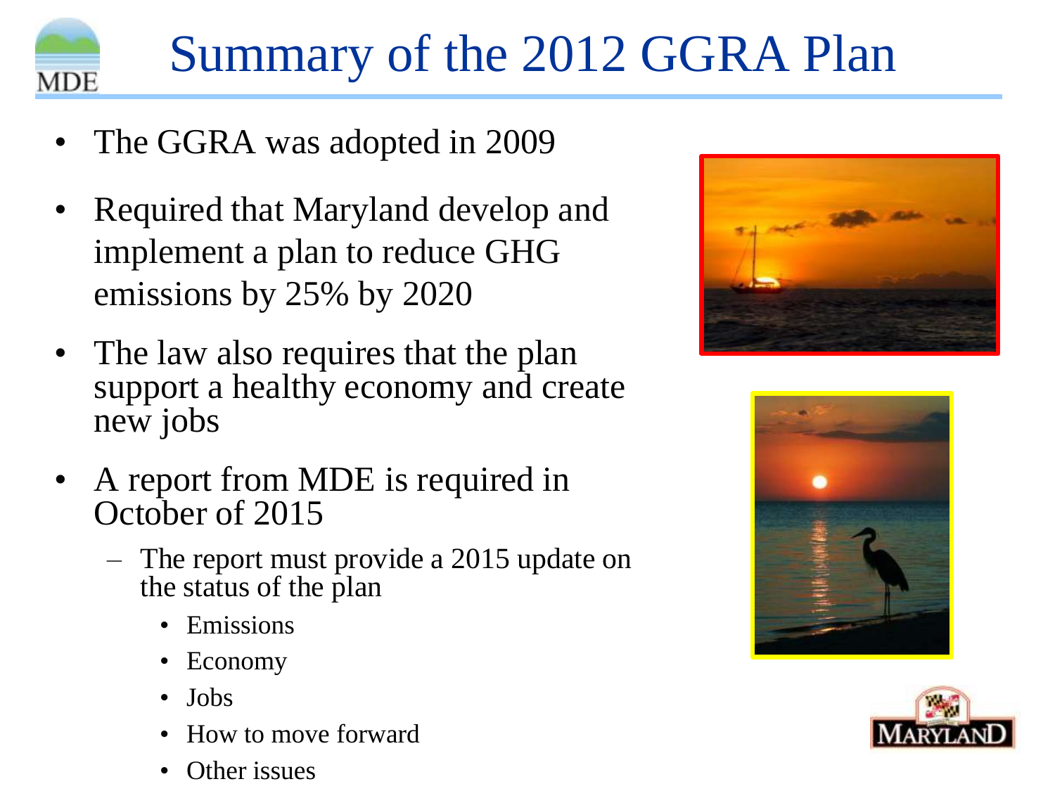# Summary of the 2012 GGRA Plan

- The GGRA was adopted in 2009
- Required that Maryland develop and implement a plan to reduce GHG emissions by 25% by 2020
- The law also requires that the plan support a healthy economy and create new jobs
- A report from MDE is required in October of 2015
  - The report must provide a 2015 update on the status of the plan
    - Emissions
    - Economy
    - Jobs
    - How to move forward
    - Other issues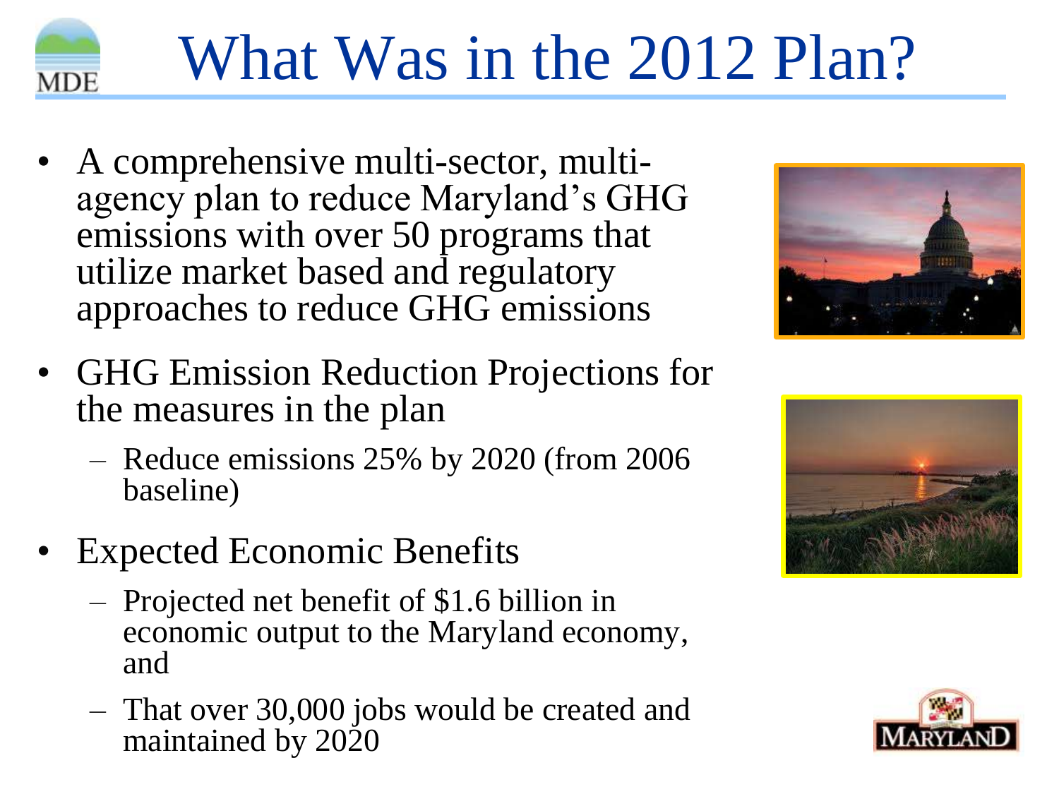# What Was in the 2012 Plan?

- A comprehensive multi-sector, multi-agency plan to reduce Maryland's GHG emissions with over 50 programs that utilize market based and regulatory approaches to reduce GHG emissions
- GHG Emission Reduction Projections for the measures in the plan
  - Reduce emissions 25% by 2020 (from 2006 baseline)
- Expected Economic Benefits
  - Projected net benefit of $1.6 billion in economic output to the Maryland economy, and
  - That over 30,000 jobs would be created and maintained by 2020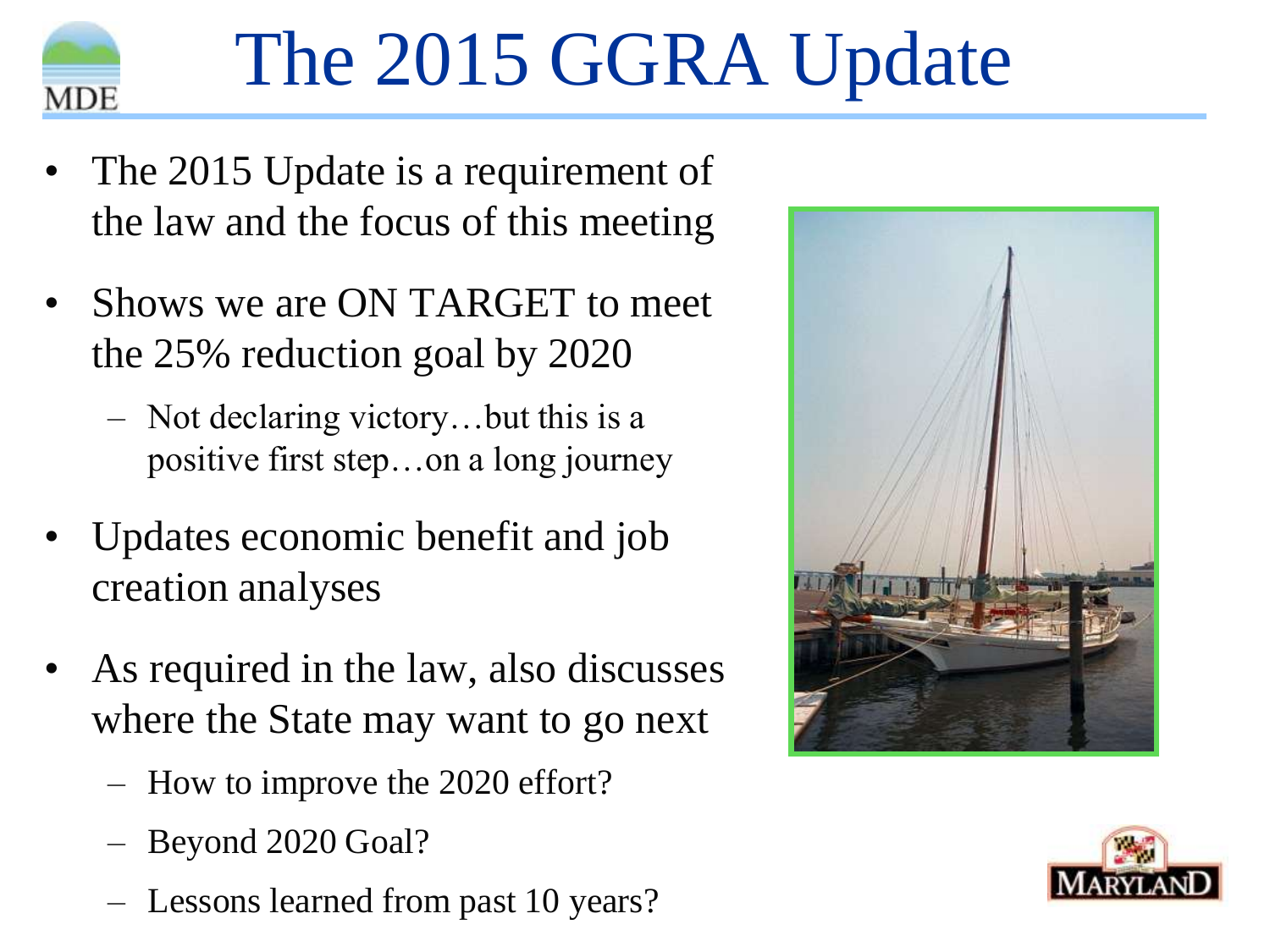# The 2015 GGRA Update

- The 2015 Update is a requirement of the law and the focus of this meeting
- Shows we are ON TARGET to meet the 25% reduction goal by 2020
  - Not declaring victory…but this is a positive first step…on a long journey
- Updates economic benefit and job creation analyses
- As required in the law, also discusses where the State may want to go next
  - How to improve the 2020 effort?
  - Beyond 2020 Goal?
  - Lessons learned from past 10 years?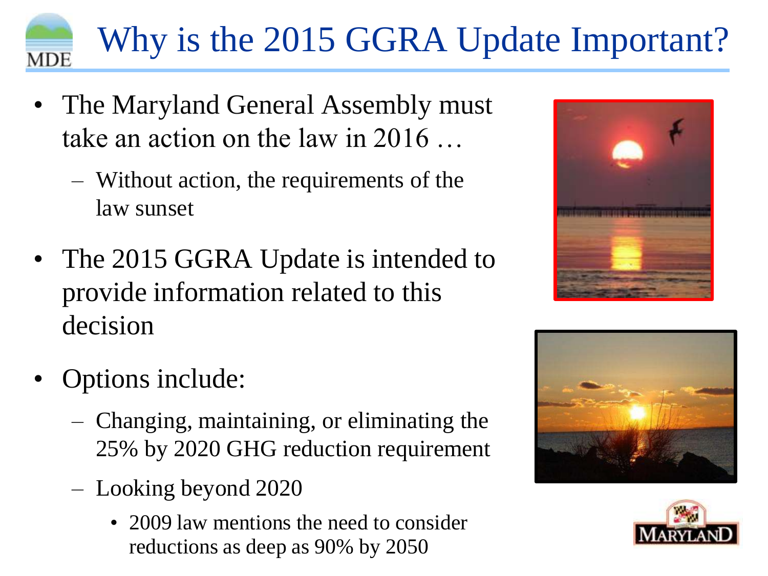# Why is the 2015 GGRA Update Important?

- The Maryland General Assembly must take an action on the law in 2016 …
  - Without action, the requirements of the law sunset
- The 2015 GGRA Update is intended to provide information related to this decision
- Options include:
  - Changing, maintaining, or eliminating the 25% by 2020 GHG reduction requirement
  - Looking beyond 2020
    - 2009 law mentions the need to consider reductions as deep as 90% by 2050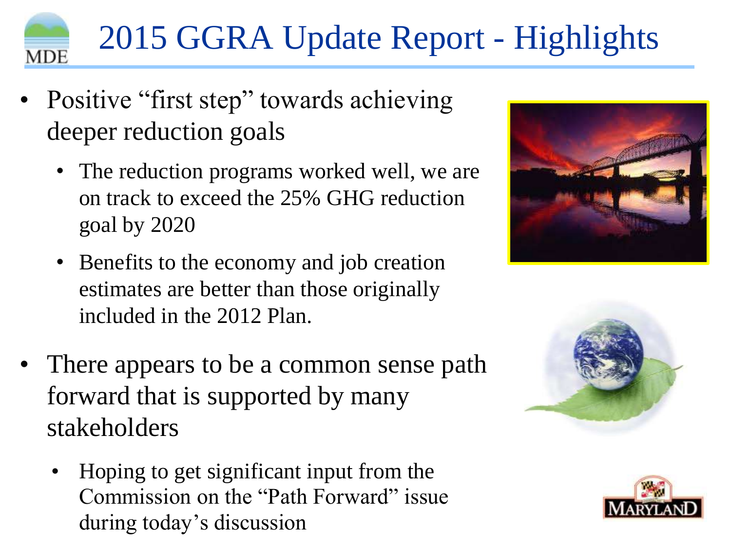# 2015 GGRA Update Report - Highlights

- Positive "first step" towards achieving deeper reduction goals
  - The reduction programs worked well, we are on track to exceed the 25% GHG reduction goal by 2020
  - Benefits to the economy and job creation estimates are better than those originally included in the 2012 Plan.
- There appears to be a common sense path forward that is supported by many stakeholders
  - Hoping to get significant input from the Commission on the "Path Forward" issue during today's discussion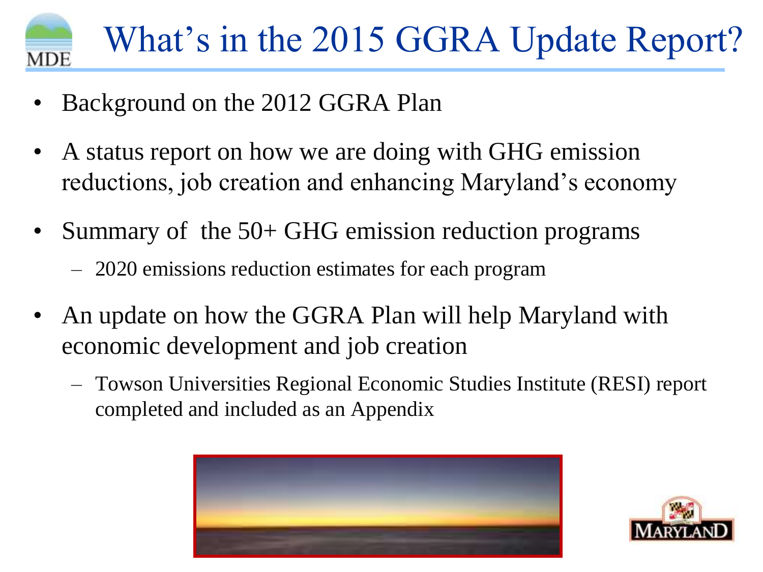# What's in the 2015 GGRA Update Report?

- Background on the 2012 GGRA Plan
- A status report on how we are doing with GHG emission reductions, job creation and enhancing Maryland's economy
- Summary of the 50+ GHG emission reduction programs
  - 2020 emissions reduction estimates for each program
- An update on how the GGRA Plan will help Maryland with economic development and job creation
  - Towson Universities Regional Economic Studies Institute (RESI) report completed and included as an Appendix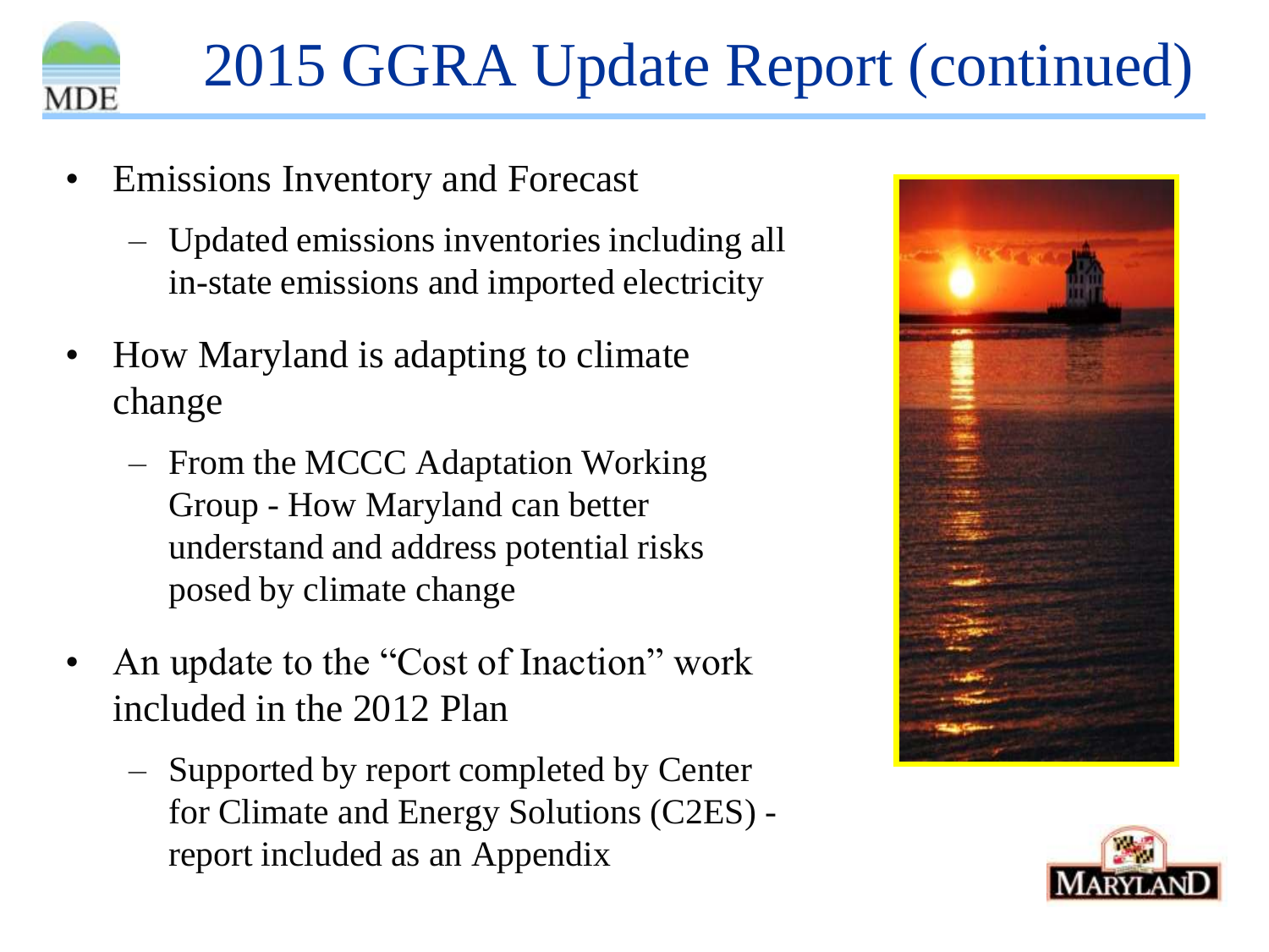# 2015 GGRA Update Report (continued)

- Emissions Inventory and Forecast
  - Updated emissions inventories including all in-state emissions and imported electricity
- How Maryland is adapting to climate change
  - From the MCCC Adaptation Working Group - How Maryland can better understand and address potential risks posed by climate change
- An update to the "Cost of Inaction" work included in the 2012 Plan
  - Supported by report completed by Center for Climate and Energy Solutions (C2ES) - report included as an Appendix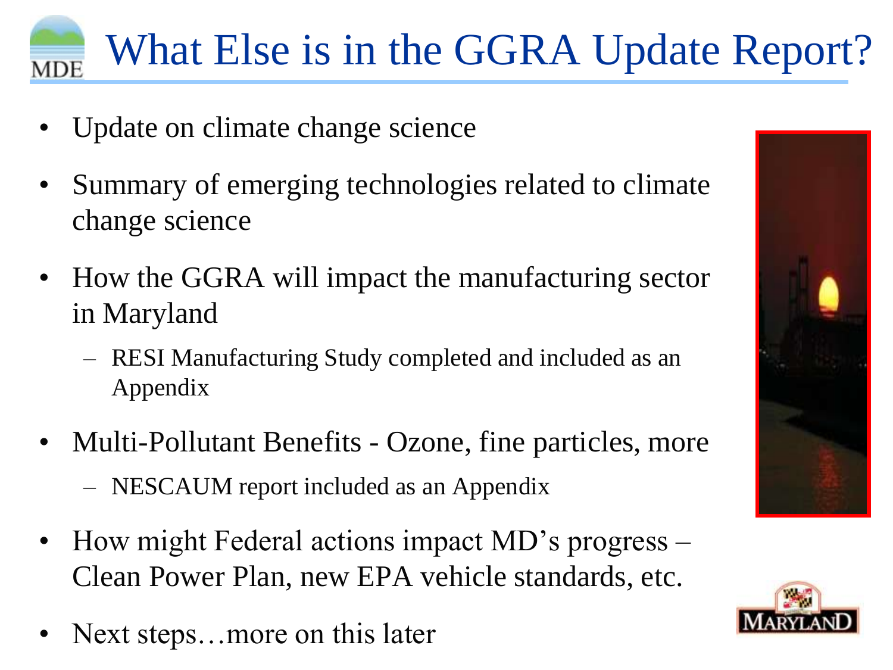# What Else is in the GGRA Update Report?

- Update on climate change science
- Summary of emerging technologies related to climate change science
- How the GGRA will impact the manufacturing sector in Maryland
  - RESI Manufacturing Study completed and included as an Appendix
- Multi-Pollutant Benefits - Ozone, fine particles, more
  - NESCAUM report included as an Appendix
- How might Federal actions impact MD's progress – Clean Power Plan, new EPA vehicle standards, etc.
- Next steps…more on this later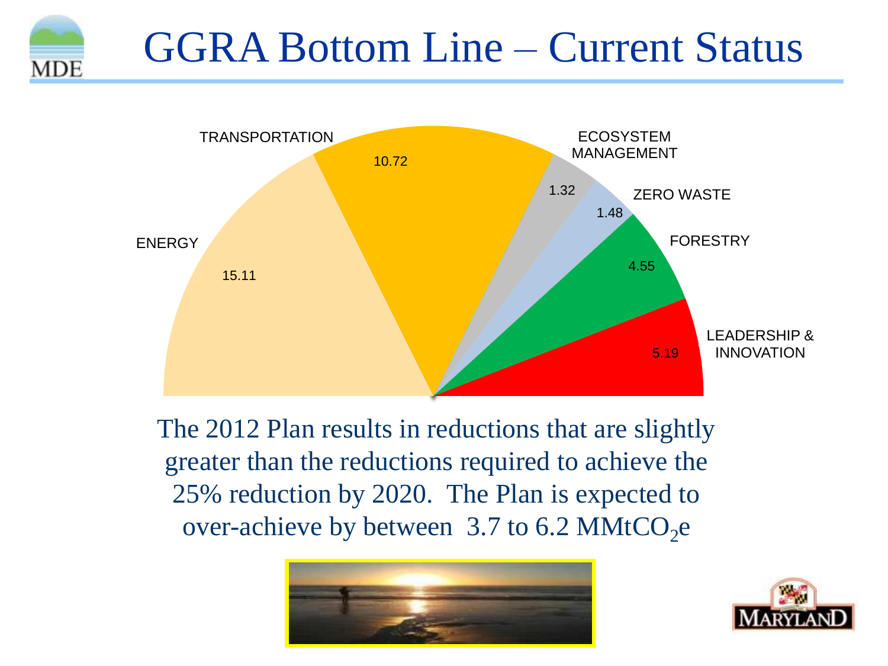# GGRA Bottom Line – Current Status

| Sector | Reduction |
|---|---|
| ENERGY | 15.11 |
| TRANSPORTATION | 10.72 |
| ECOSYSTEM MANAGEMENT | 1.32 |
| ZERO WASTE | 1.48 |
| FORESTRY | 4.55 |
| LEADERSHIP & INNOVATION | 5.19 |

The 2012 Plan results in reductions that are slightly greater than the reductions required to achieve the 25% reduction by 2020. The Plan is expected to over-achieve by between 3.7 to 6.2 $MMtCO_2e$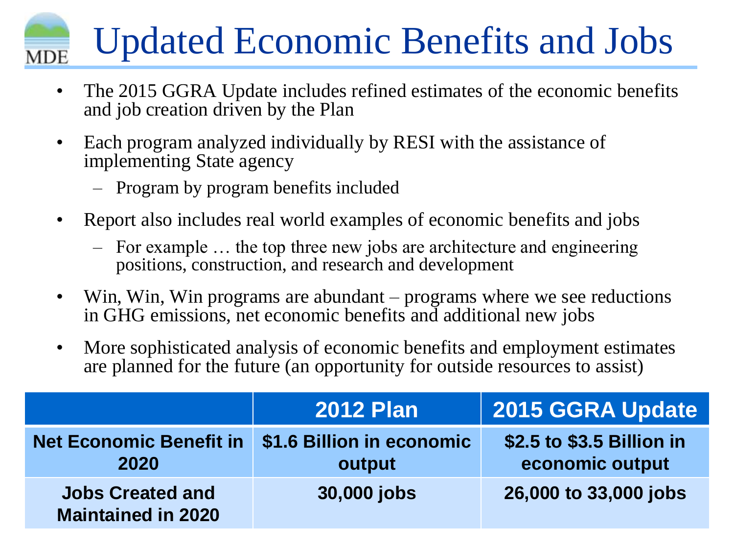# Updated Economic Benefits and Jobs

- The 2015 GGRA Update includes refined estimates of the economic benefits and job creation driven by the Plan
- Each program analyzed individually by RESI with the assistance of implementing State agency
  - Program by program benefits included
- Report also includes real world examples of economic benefits and jobs
  - For example … the top three new jobs are architecture and engineering positions, construction, and research and development
- Win, Win, Win programs are abundant – programs where we see reductions in GHG emissions, net economic benefits and additional new jobs
- More sophisticated analysis of economic benefits and employment estimates are planned for the future (an opportunity for outside resources to assist)

| | 2012 Plan | 2015 GGRA Update |
|---|---|---|
| Net Economic Benefit in 2020 | $1.6 Billion in economic output | $2.5 to $3.5 Billion in economic output |
| Jobs Created and Maintained in 2020 | 30,000 jobs | 26,000 to 33,000 jobs |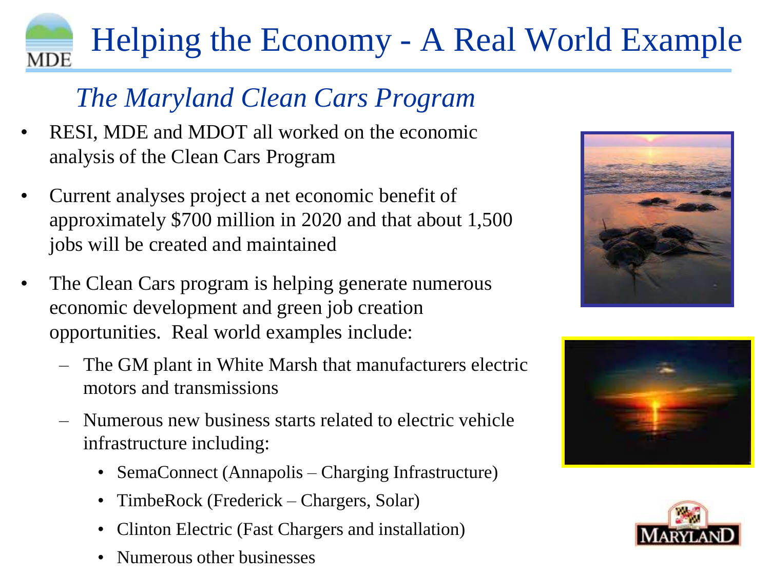# Helping the Economy - A Real World Example

## *The Maryland Clean Cars Program*

- RESI, MDE and MDOT all worked on the economic analysis of the Clean Cars Program
- Current analyses project a net economic benefit of approximately $700 million in 2020 and that about 1,500 jobs will be created and maintained
- The Clean Cars program is helping generate numerous economic development and green job creation opportunities. Real world examples include:
  - The GM plant in White Marsh that manufacturers electric motors and transmissions
  - Numerous new business starts related to electric vehicle infrastructure including:
    - SemaConnect (Annapolis – Charging Infrastructure)
    - TimbeRock (Frederick – Chargers, Solar)
    - Clinton Electric (Fast Chargers and installation)
    - Numerous other businesses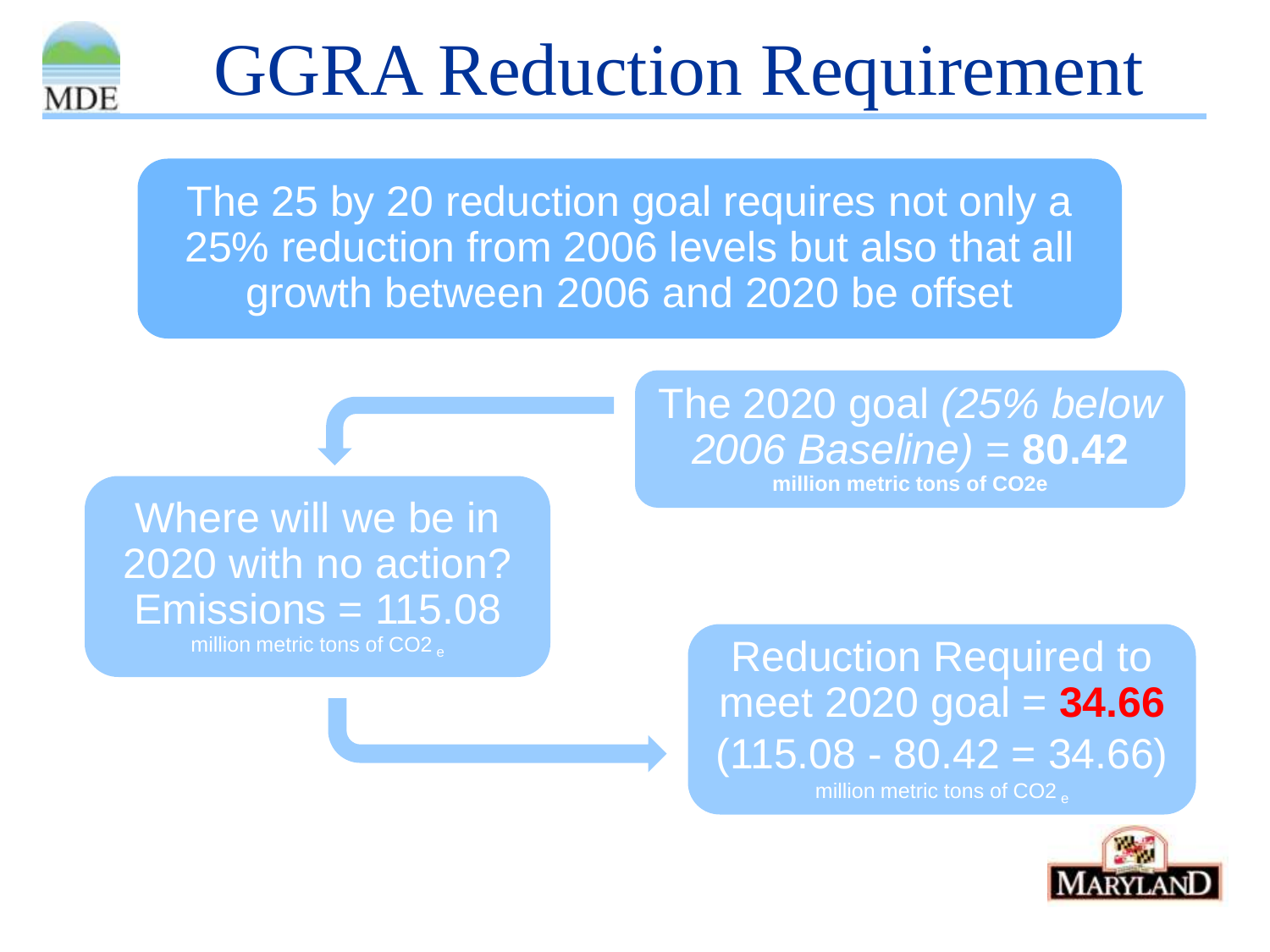# GGRA Reduction Requirement

The 25 by 20 reduction goal requires not only a 25% reduction from 2006 levels but also that all growth between 2006 and 2020 be offset

The 2020 goal *(25% below 2006 Baseline)* = **80.42**
**million metric tons of $CO_2e$**

Where will we be in 2020 with no action?
Emissions = 115.08
million metric tons of $CO_{2\,e}$

Reduction Required to meet 2020 goal = **34.66**
(115.08 - 80.42 = 34.66)
million metric tons of $CO_{2\,e}$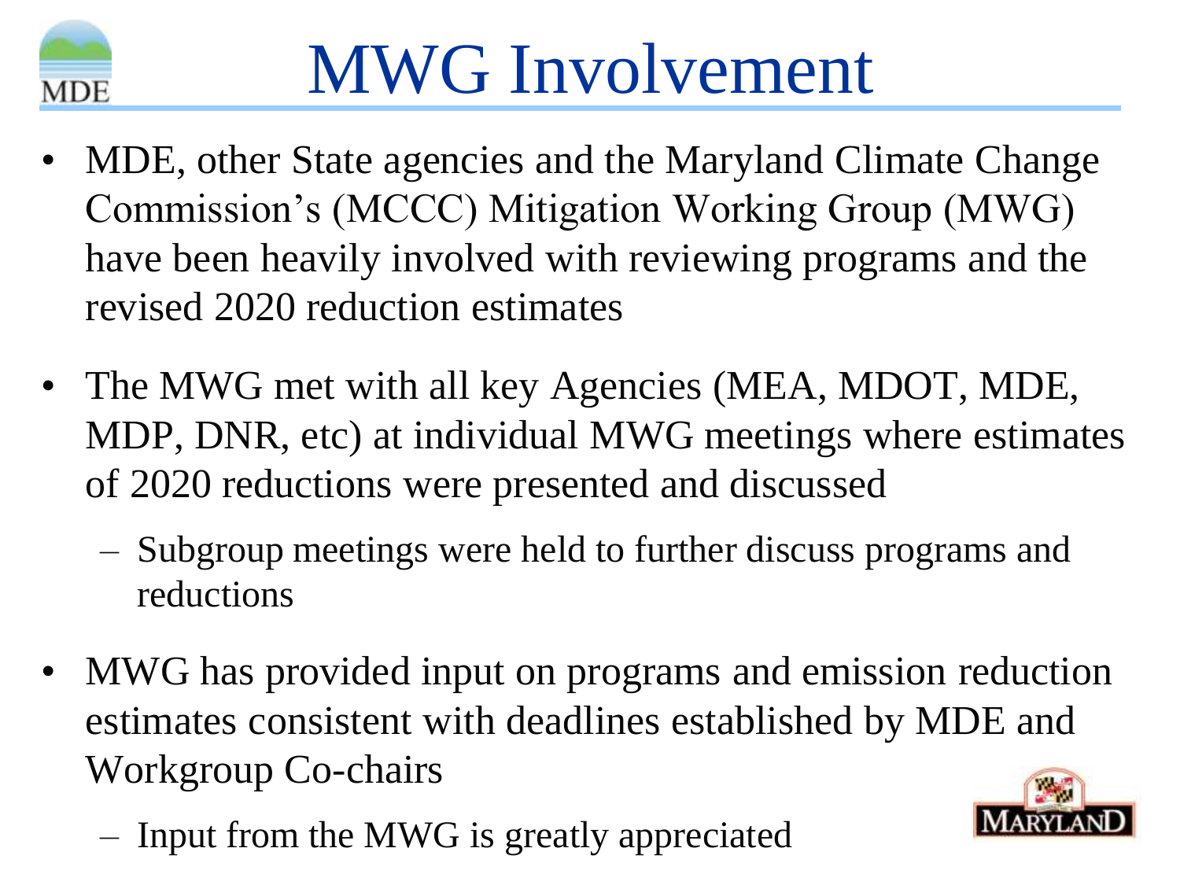# MWG Involvement

- MDE, other State agencies and the Maryland Climate Change Commission's (MCCC) Mitigation Working Group (MWG) have been heavily involved with reviewing programs and the revised 2020 reduction estimates
- The MWG met with all key Agencies (MEA, MDOT, MDE, MDP, DNR, etc) at individual MWG meetings where estimates of 2020 reductions were presented and discussed
  - Subgroup meetings were held to further discuss programs and reductions
- MWG has provided input on programs and emission reduction estimates consistent with deadlines established by MDE and Workgroup Co-chairs
  - Input from the MWG is greatly appreciated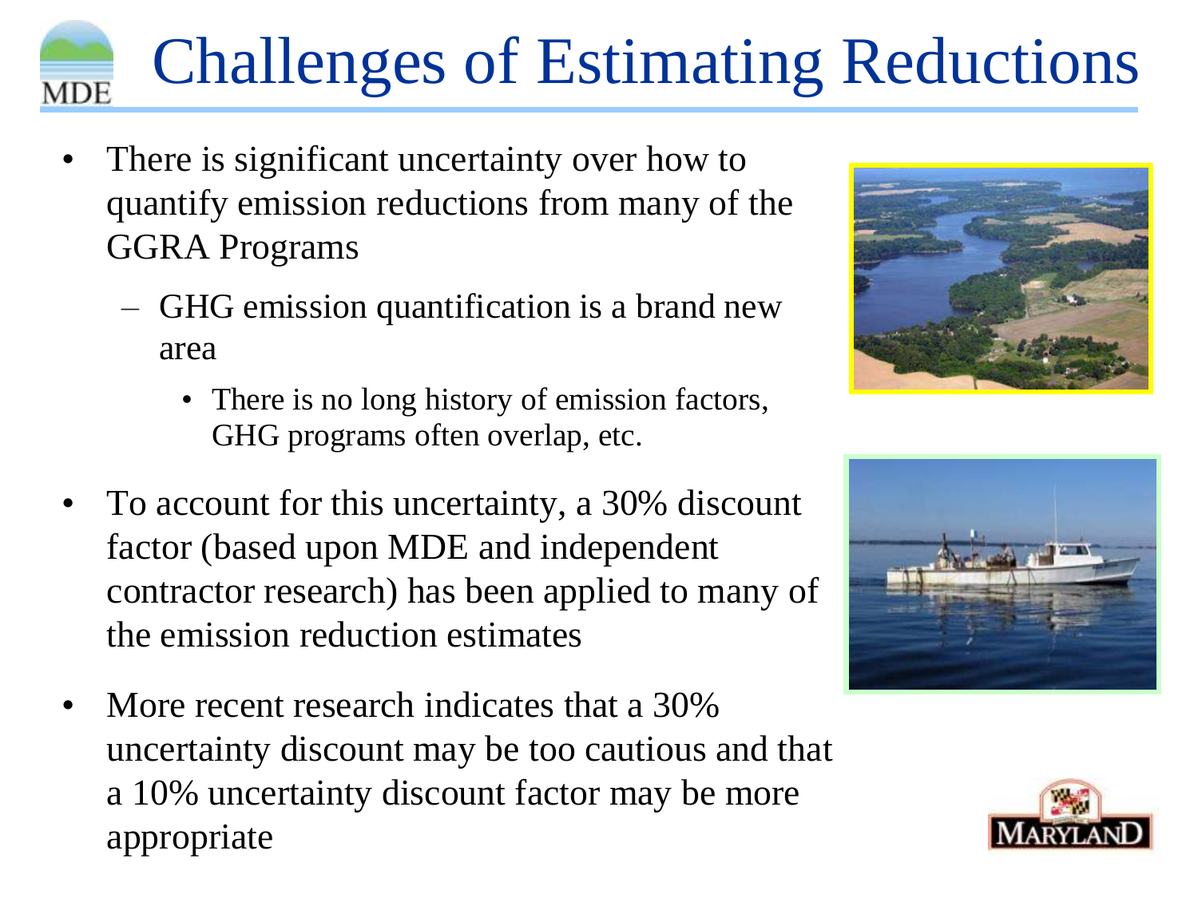# Challenges of Estimating Reductions

- There is significant uncertainty over how to quantify emission reductions from many of the GGRA Programs
  - GHG emission quantification is a brand new area
    - There is no long history of emission factors, GHG programs often overlap, etc.
- To account for this uncertainty, a 30% discount factor (based upon MDE and independent contractor research) has been applied to many of the emission reduction estimates
- More recent research indicates that a 30% uncertainty discount may be too cautious and that a 10% uncertainty discount factor may be more appropriate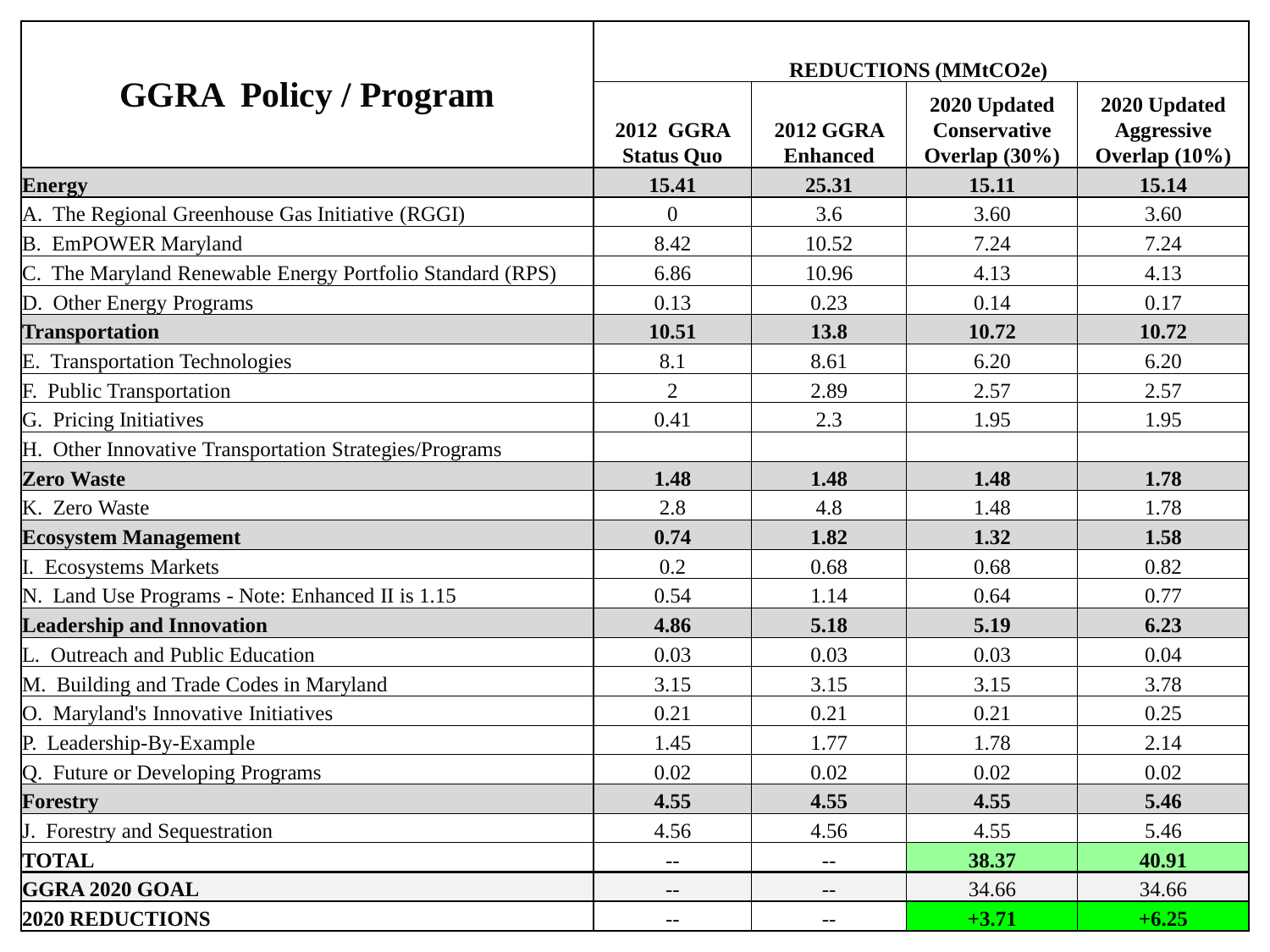| GGRA Policy / Program | REDUCTIONS (MMtCO2e) | | | |
|---|---|---|---|---|
| | 2012 GGRA Status Quo | 2012 GGRA Enhanced | 2020 Updated Conservative Overlap (30%) | 2020 Updated Aggressive Overlap (10%) |
| **Energy** | **15.41** | **25.31** | **15.11** | **15.14** |
| A. The Regional Greenhouse Gas Initiative (RGGI) | 0 | 3.6 | 3.60 | 3.60 |
| B. EmPOWER Maryland | 8.42 | 10.52 | 7.24 | 7.24 |
| C. The Maryland Renewable Energy Portfolio Standard (RPS) | 6.86 | 10.96 | 4.13 | 4.13 |
| D. Other Energy Programs | 0.13 | 0.23 | 0.14 | 0.17 |
| **Transportation** | **10.51** | **13.8** | **10.72** | **10.72** |
| E. Transportation Technologies | 8.1 | 8.61 | 6.20 | 6.20 |
| F. Public Transportation | 2 | 2.89 | 2.57 | 2.57 |
| G. Pricing Initiatives | 0.41 | 2.3 | 1.95 | 1.95 |
| H. Other Innovative Transportation Strategies/Programs | | | | |
| **Zero Waste** | **1.48** | **1.48** | **1.48** | **1.78** |
| K. Zero Waste | 2.8 | 4.8 | 1.48 | 1.78 |
| **Ecosystem Management** | **0.74** | **1.82** | **1.32** | **1.58** |
| I. Ecosystems Markets | 0.2 | 0.68 | 0.68 | 0.82 |
| N. Land Use Programs - Note: Enhanced II is 1.15 | 0.54 | 1.14 | 0.64 | 0.77 |
| **Leadership and Innovation** | **4.86** | **5.18** | **5.19** | **6.23** |
| L. Outreach and Public Education | 0.03 | 0.03 | 0.03 | 0.04 |
| M. Building and Trade Codes in Maryland | 3.15 | 3.15 | 3.15 | 3.78 |
| O. Maryland's Innovative Initiatives | 0.21 | 0.21 | 0.21 | 0.25 |
| P. Leadership-By-Example | 1.45 | 1.77 | 1.78 | 2.14 |
| Q. Future or Developing Programs | 0.02 | 0.02 | 0.02 | 0.02 |
| **Forestry** | **4.55** | **4.55** | **4.55** | **5.46** |
| J. Forestry and Sequestration | 4.56 | 4.56 | 4.55 | 5.46 |
| **TOTAL** | -- | -- | **38.37** | **40.91** |
| **GGRA 2020 GOAL** | -- | -- | 34.66 | 34.66 |
| **2020 REDUCTIONS** | -- | -- | **+3.71** | **+6.25** |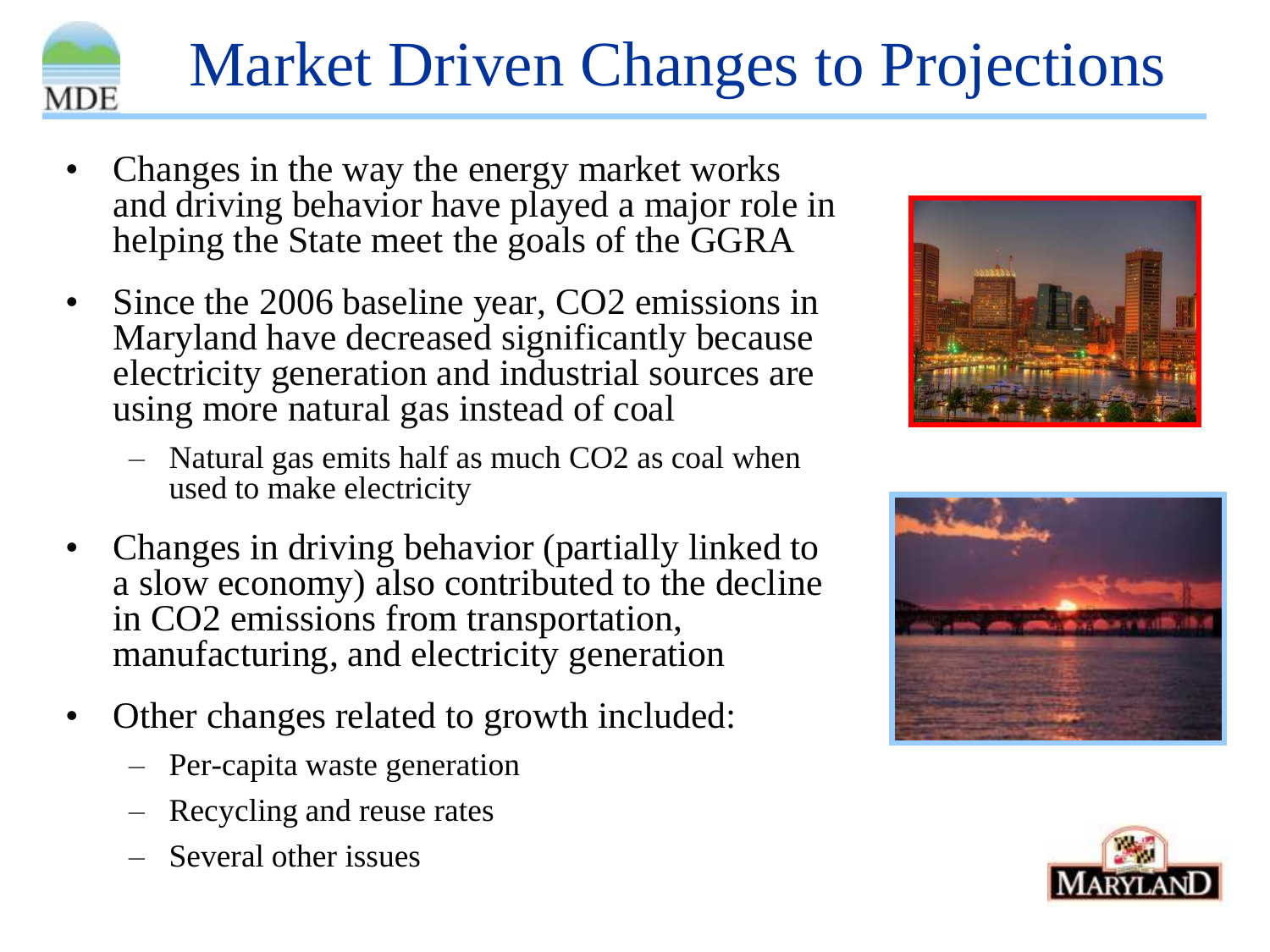# Market Driven Changes to Projections

- Changes in the way the energy market works and driving behavior have played a major role in helping the State meet the goals of the GGRA
- Since the 2006 baseline year, $CO_2$ emissions in Maryland have decreased significantly because electricity generation and industrial sources are using more natural gas instead of coal
  - Natural gas emits half as much $CO_2$ as coal when used to make electricity
- Changes in driving behavior (partially linked to a slow economy) also contributed to the decline in $CO_2$ emissions from transportation, manufacturing, and electricity generation
- Other changes related to growth included:
  - Per-capita waste generation
  - Recycling and reuse rates
  - Several other issues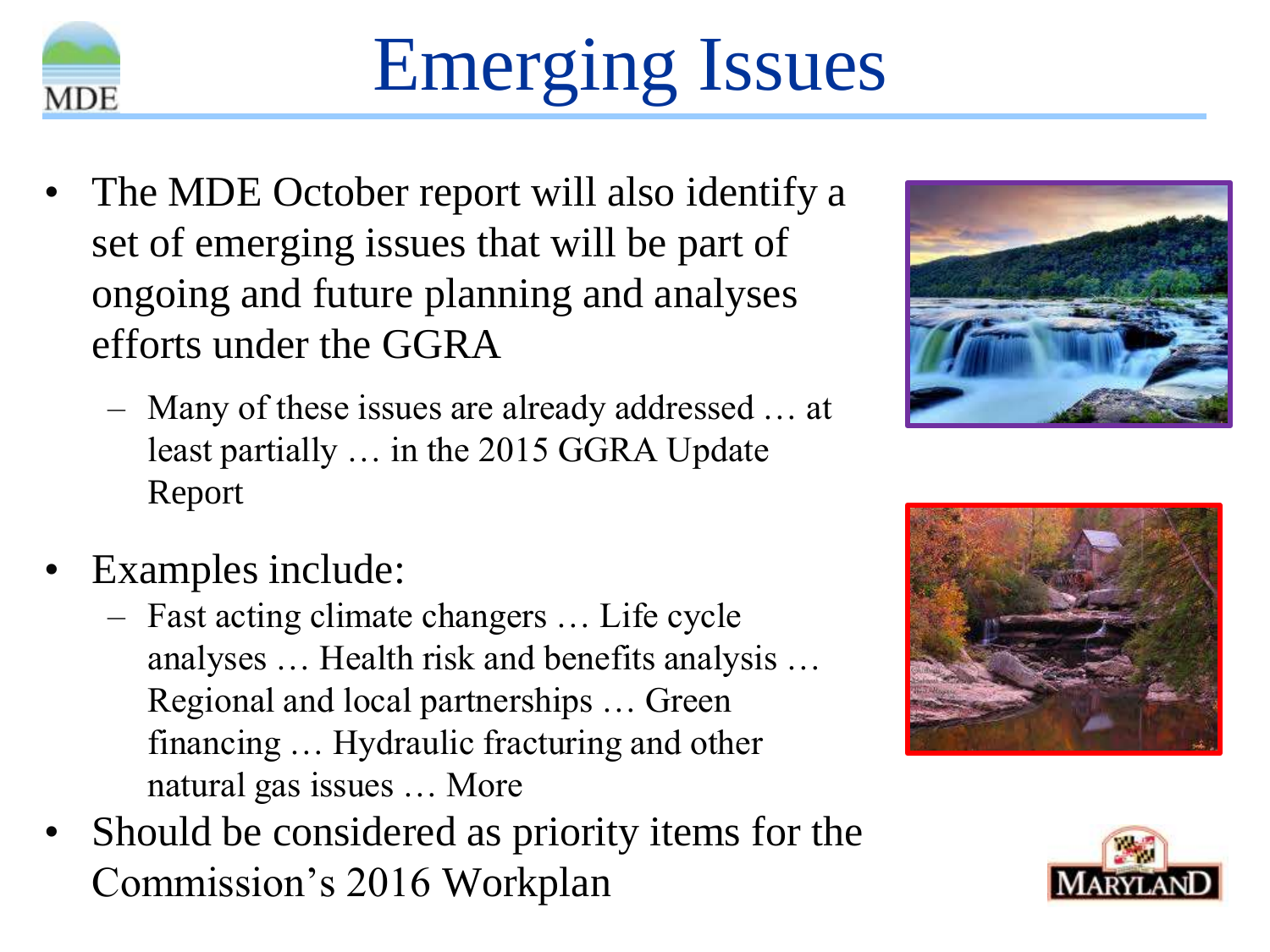# Emerging Issues

- The MDE October report will also identify a set of emerging issues that will be part of ongoing and future planning and analyses efforts under the GGRA
  - Many of these issues are already addressed … at least partially … in the 2015 GGRA Update Report
- Examples include:
  - Fast acting climate changers … Life cycle analyses … Health risk and benefits analysis … Regional and local partnerships … Green financing … Hydraulic fracturing and other natural gas issues … More
- Should be considered as priority items for the Commission's 2016 Workplan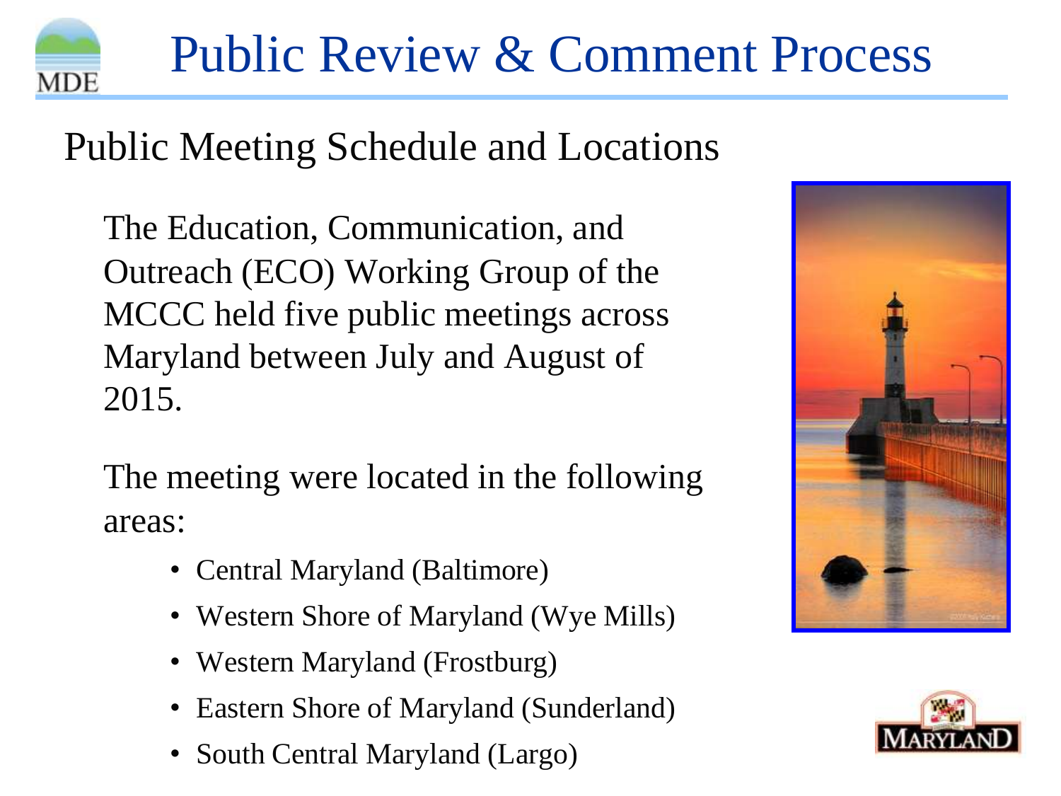# Public Review & Comment Process

## Public Meeting Schedule and Locations

The Education, Communication, and Outreach (ECO) Working Group of the MCCC held five public meetings across Maryland between July and August of 2015.

The meeting were located in the following areas:

- Central Maryland (Baltimore)
- Western Shore of Maryland (Wye Mills)
- Western Maryland (Frostburg)
- Eastern Shore of Maryland (Sunderland)
- South Central Maryland (Largo)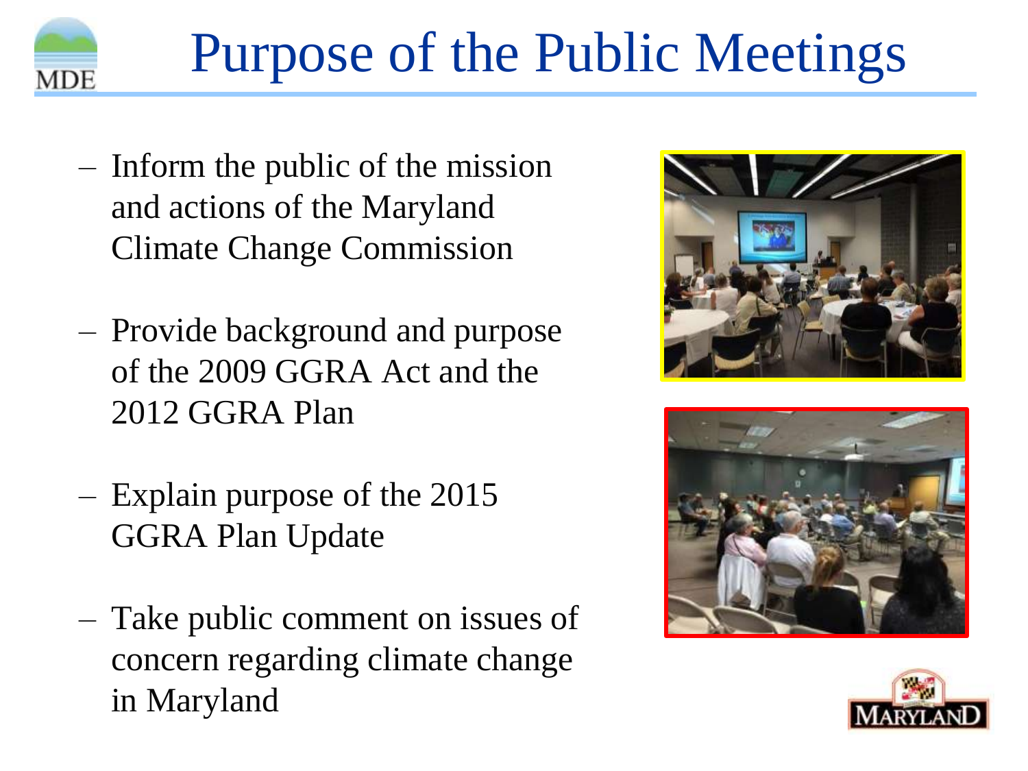# Purpose of the Public Meetings

- Inform the public of the mission and actions of the Maryland Climate Change Commission
- Provide background and purpose of the 2009 GGRA Act and the 2012 GGRA Plan
- Explain purpose of the 2015 GGRA Plan Update
- Take public comment on issues of concern regarding climate change in Maryland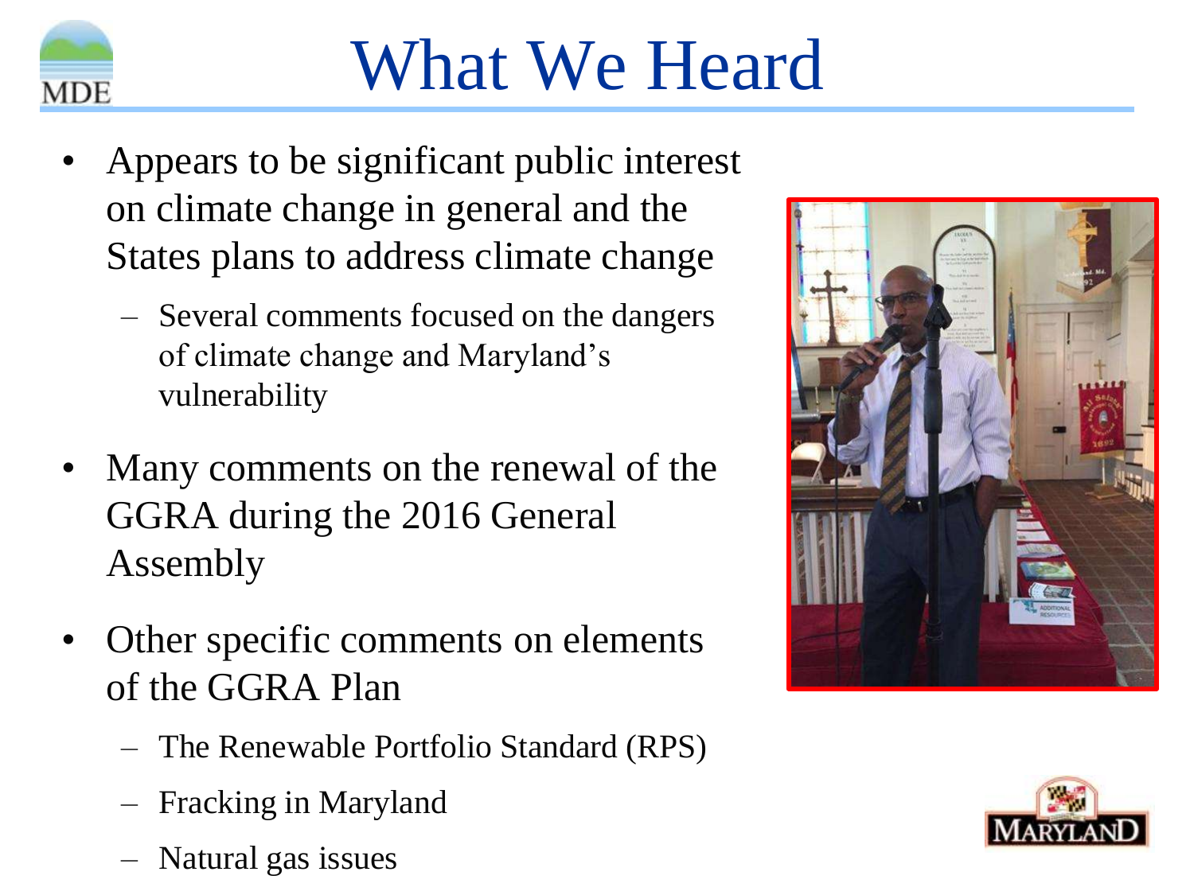# What We Heard

- Appears to be significant public interest on climate change in general and the States plans to address climate change
  - Several comments focused on the dangers of climate change and Maryland's vulnerability
- Many comments on the renewal of the GGRA during the 2016 General Assembly
- Other specific comments on elements of the GGRA Plan
  - The Renewable Portfolio Standard (RPS)
  - Fracking in Maryland
  - Natural gas issues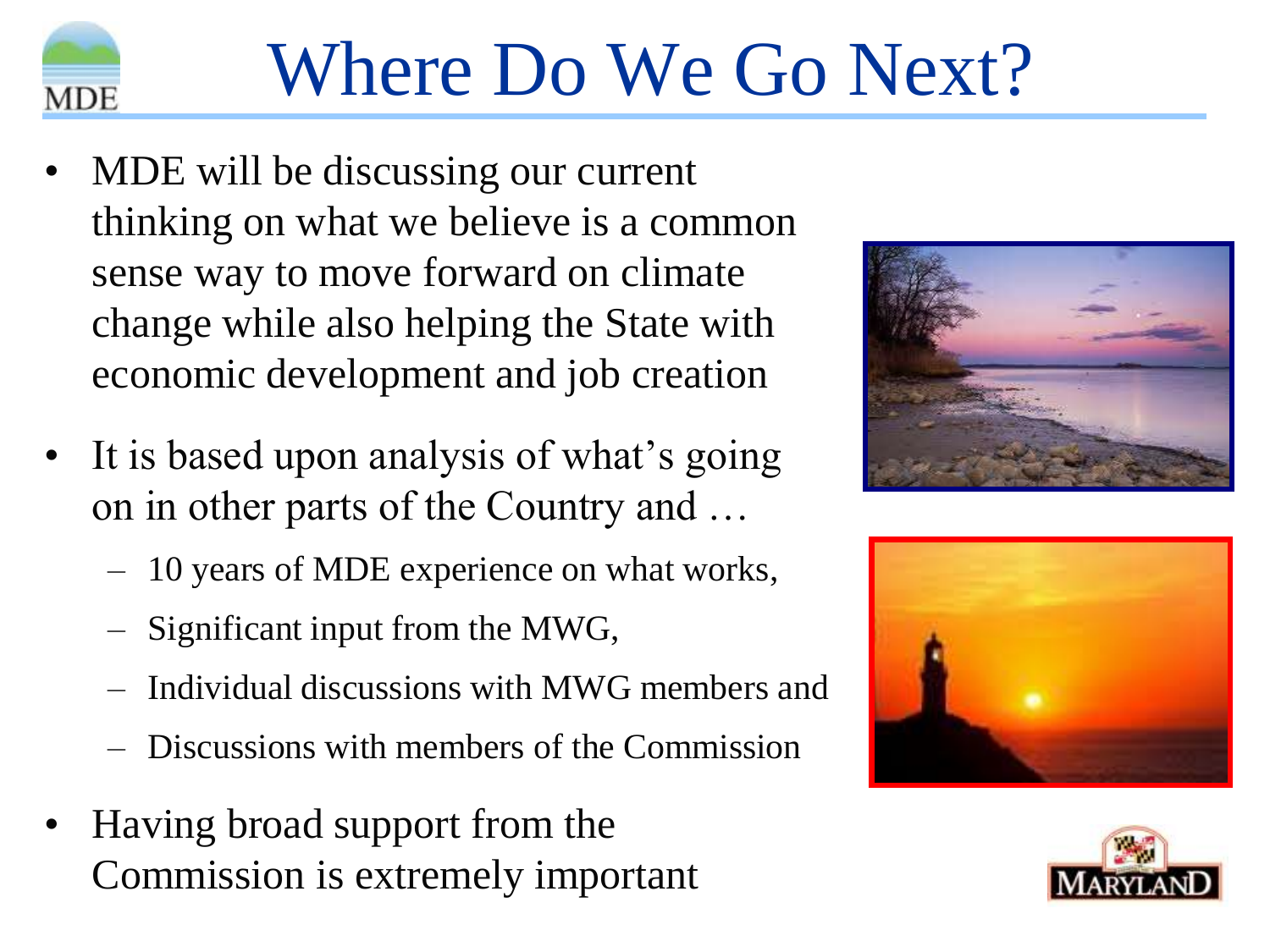# Where Do We Go Next?

- MDE will be discussing our current thinking on what we believe is a common sense way to move forward on climate change while also helping the State with economic development and job creation
- It is based upon analysis of what's going on in other parts of the Country and …
  - 10 years of MDE experience on what works,
  - Significant input from the MWG,
  - Individual discussions with MWG members and
  - Discussions with members of the Commission
- Having broad support from the Commission is extremely important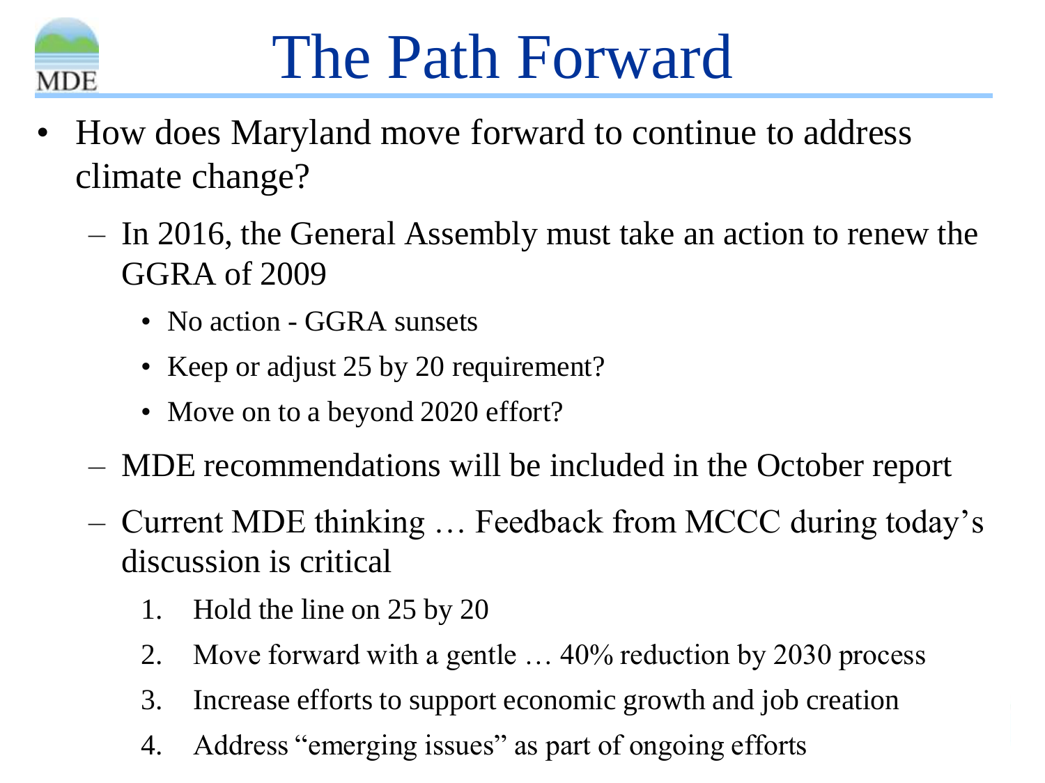# The Path Forward

- How does Maryland move forward to continue to address climate change?
  - In 2016, the General Assembly must take an action to renew the GGRA of 2009
    - No action - GGRA sunsets
    - Keep or adjust 25 by 20 requirement?
    - Move on to a beyond 2020 effort?
  - MDE recommendations will be included in the October report
  - Current MDE thinking … Feedback from MCCC during today's discussion is critical
    1. Hold the line on 25 by 20
    2. Move forward with a gentle … 40% reduction by 2030 process
    3. Increase efforts to support economic growth and job creation
    4. Address "emerging issues" as part of ongoing efforts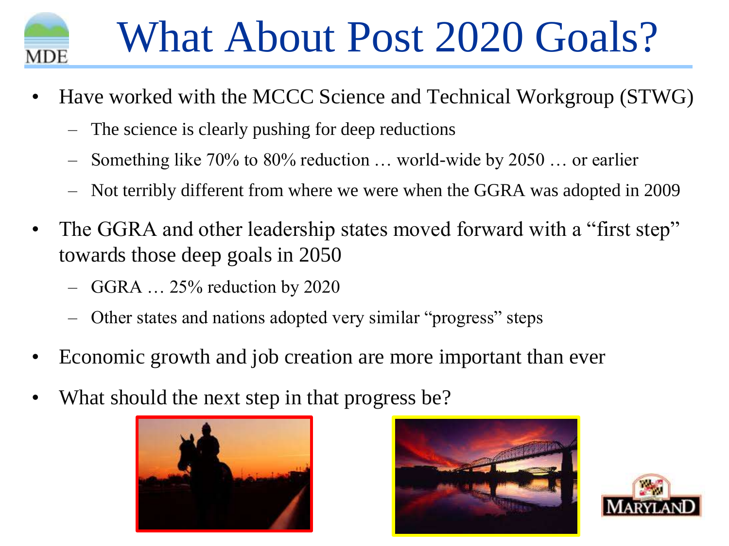# What About Post 2020 Goals?

- Have worked with the MCCC Science and Technical Workgroup (STWG)
  - The science is clearly pushing for deep reductions
  - Something like 70% to 80% reduction … world-wide by 2050 … or earlier
  - Not terribly different from where we were when the GGRA was adopted in 2009
- The GGRA and other leadership states moved forward with a "first step" towards those deep goals in 2050
  - GGRA … 25% reduction by 2020
  - Other states and nations adopted very similar "progress" steps
- Economic growth and job creation are more important than ever
- What should the next step in that progress be?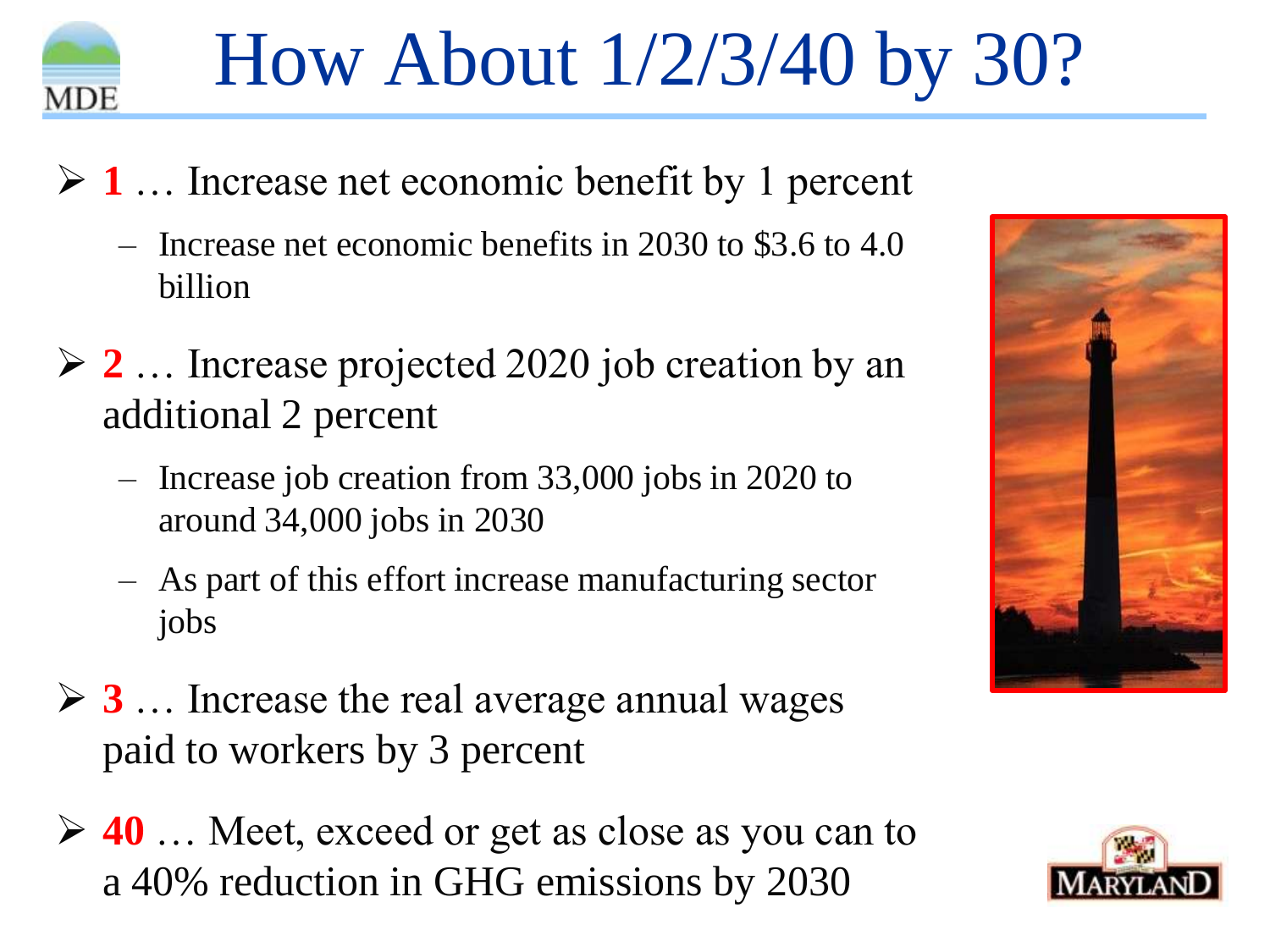# How About 1/2/3/40 by 30?

- **1** … Increase net economic benefit by 1 percent
  - Increase net economic benefits in 2030 to $3.6 to 4.0 billion
- **2** … Increase projected 2020 job creation by an additional 2 percent
  - Increase job creation from 33,000 jobs in 2020 to around 34,000 jobs in 2030
  - As part of this effort increase manufacturing sector jobs
- **3** … Increase the real average annual wages paid to workers by 3 percent
- **40** … Meet, exceed or get as close as you can to a 40% reduction in GHG emissions by 2030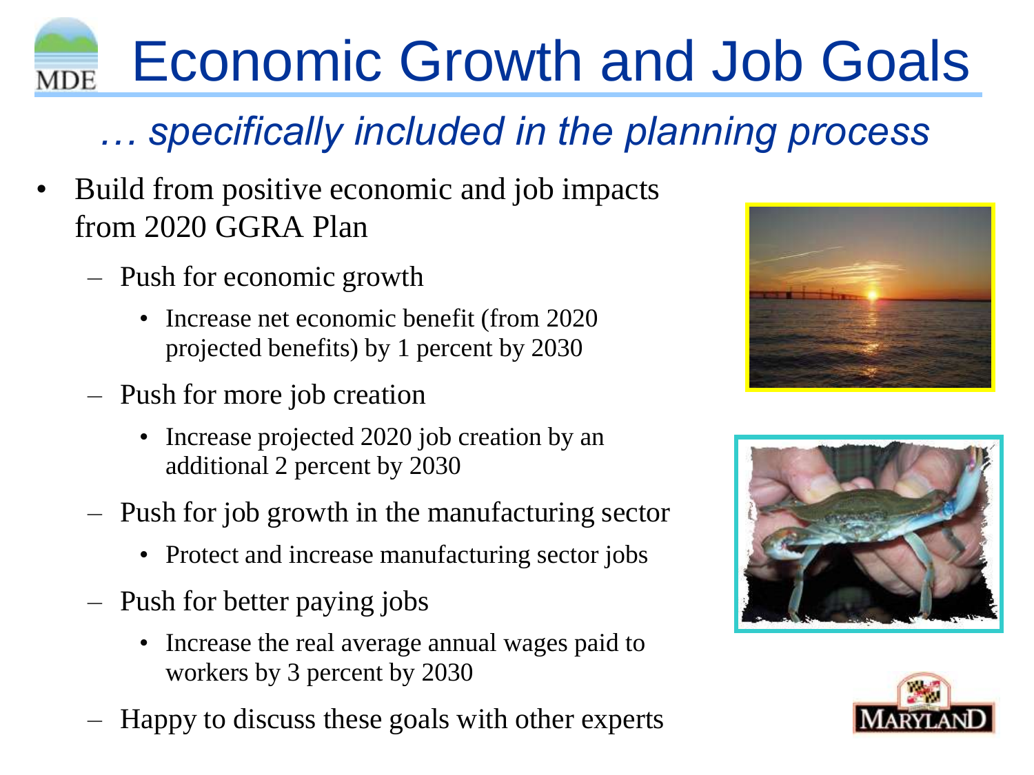# Economic Growth and Job Goals

*… specifically included in the planning process*

- Build from positive economic and job impacts from 2020 GGRA Plan
  - Push for economic growth
    - Increase net economic benefit (from 2020 projected benefits) by 1 percent by 2030
  - Push for more job creation
    - Increase projected 2020 job creation by an additional 2 percent by 2030
  - Push for job growth in the manufacturing sector
    - Protect and increase manufacturing sector jobs
  - Push for better paying jobs
    - Increase the real average annual wages paid to workers by 3 percent by 2030
  - Happy to discuss these goals with other experts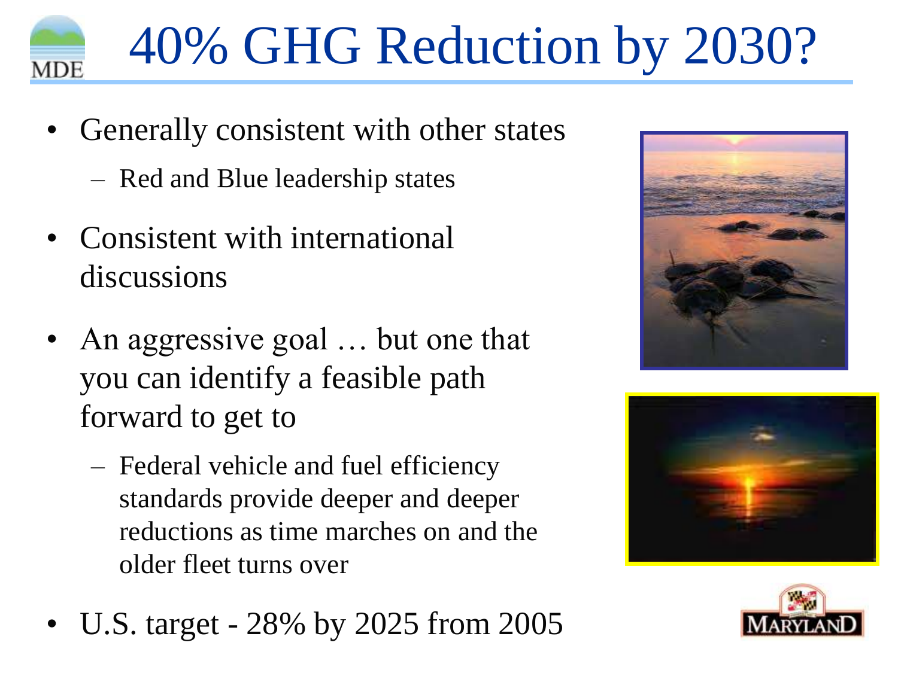# 40% GHG Reduction by 2030?

- Generally consistent with other states
  - Red and Blue leadership states
- Consistent with international discussions
- An aggressive goal … but one that you can identify a feasible path forward to get to
  - Federal vehicle and fuel efficiency standards provide deeper and deeper reductions as time marches on and the older fleet turns over
- U.S. target - 28% by 2025 from 2005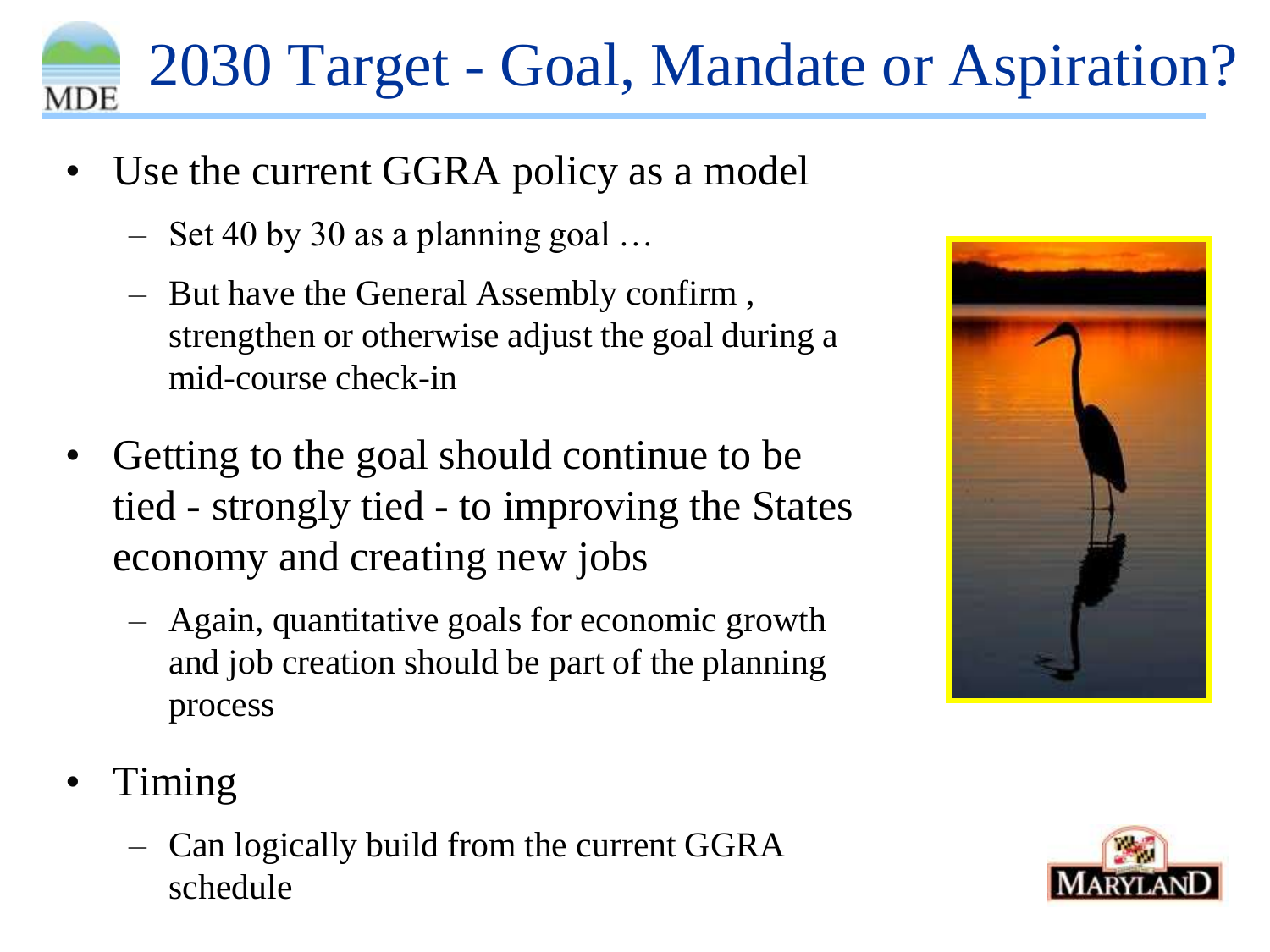# 2030 Target - Goal, Mandate or Aspiration?

- Use the current GGRA policy as a model
  - Set 40 by 30 as a planning goal …
  - But have the General Assembly confirm , strengthen or otherwise adjust the goal during a mid-course check-in
- Getting to the goal should continue to be tied - strongly tied - to improving the States economy and creating new jobs
  - Again, quantitative goals for economic growth and job creation should be part of the planning process
- Timing
  - Can logically build from the current GGRA schedule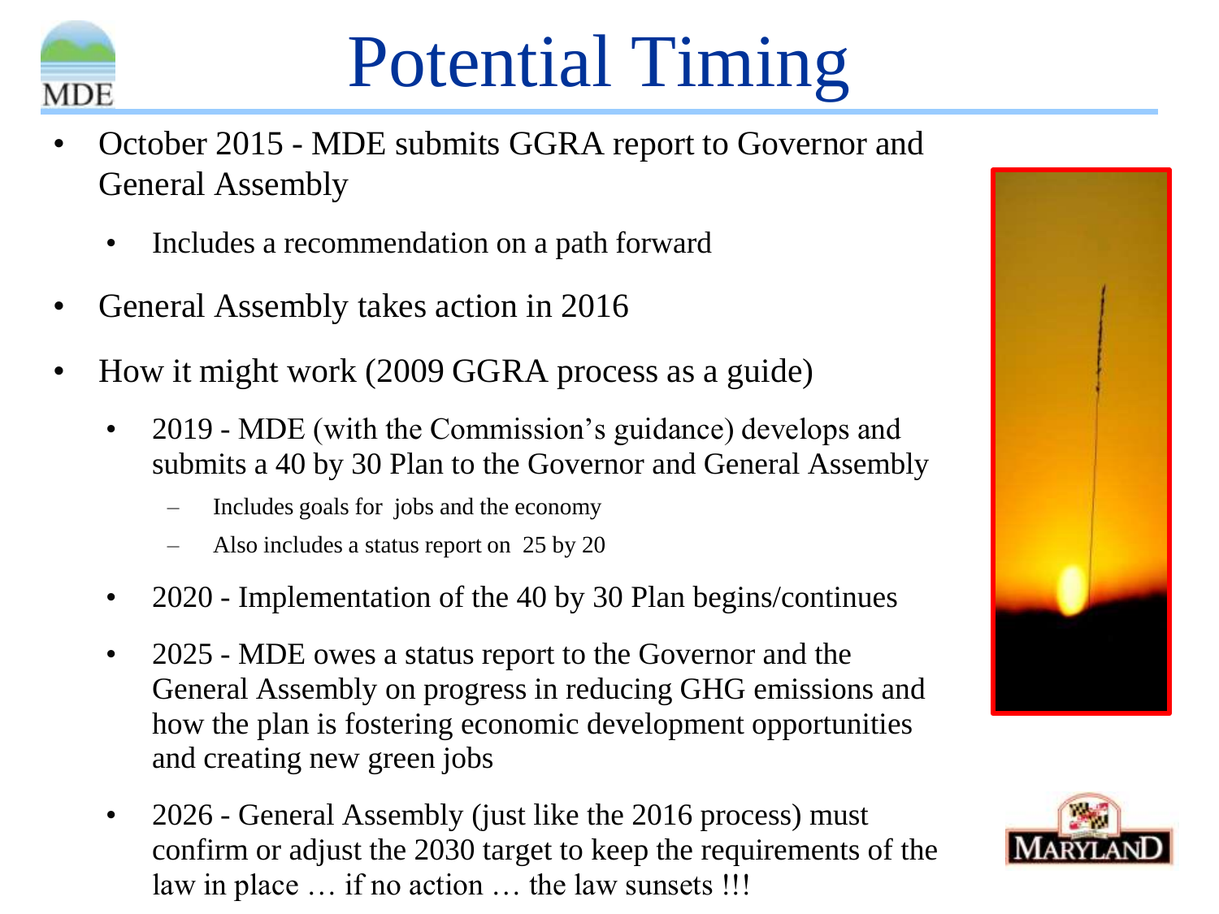# Potential Timing

- October 2015 - MDE submits GGRA report to Governor and General Assembly
  - Includes a recommendation on a path forward
- General Assembly takes action in 2016
- How it might work (2009 GGRA process as a guide)
  - 2019 - MDE (with the Commission's guidance) develops and submits a 40 by 30 Plan to the Governor and General Assembly
    - Includes goals for jobs and the economy
    - Also includes a status report on 25 by 20
  - 2020 - Implementation of the 40 by 30 Plan begins/continues
  - 2025 - MDE owes a status report to the Governor and the General Assembly on progress in reducing GHG emissions and how the plan is fostering economic development opportunities and creating new green jobs
  - 2026 - General Assembly (just like the 2016 process) must confirm or adjust the 2030 target to keep the requirements of the law in place … if no action … the law sunsets !!!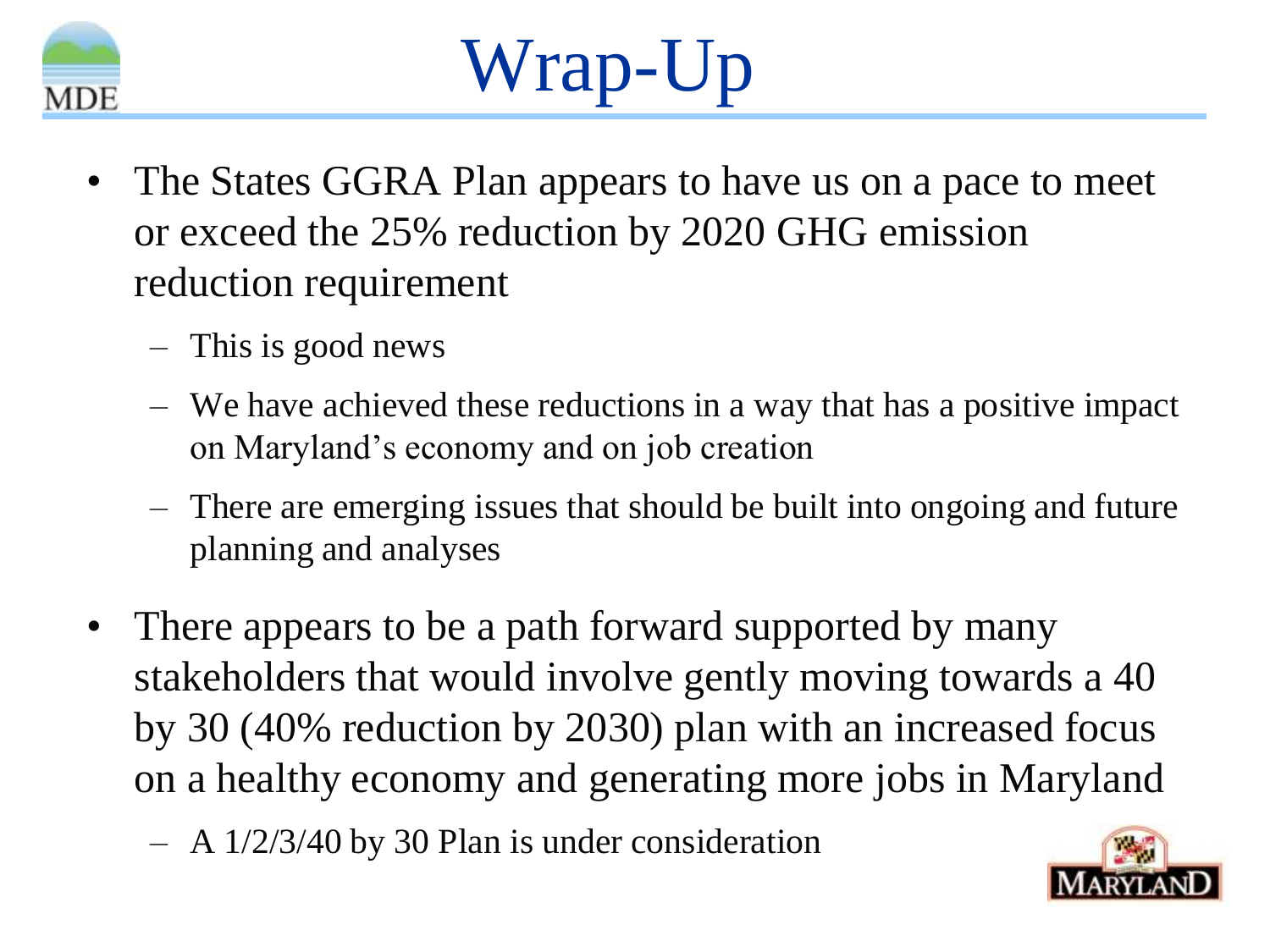# Wrap-Up

- The States GGRA Plan appears to have us on a pace to meet or exceed the 25% reduction by 2020 GHG emission reduction requirement
  - This is good news
  - We have achieved these reductions in a way that has a positive impact on Maryland's economy and on job creation
  - There are emerging issues that should be built into ongoing and future planning and analyses
- There appears to be a path forward supported by many stakeholders that would involve gently moving towards a 40 by 30 (40% reduction by 2030) plan with an increased focus on a healthy economy and generating more jobs in Maryland
  - A 1/2/3/40 by 30 Plan is under consideration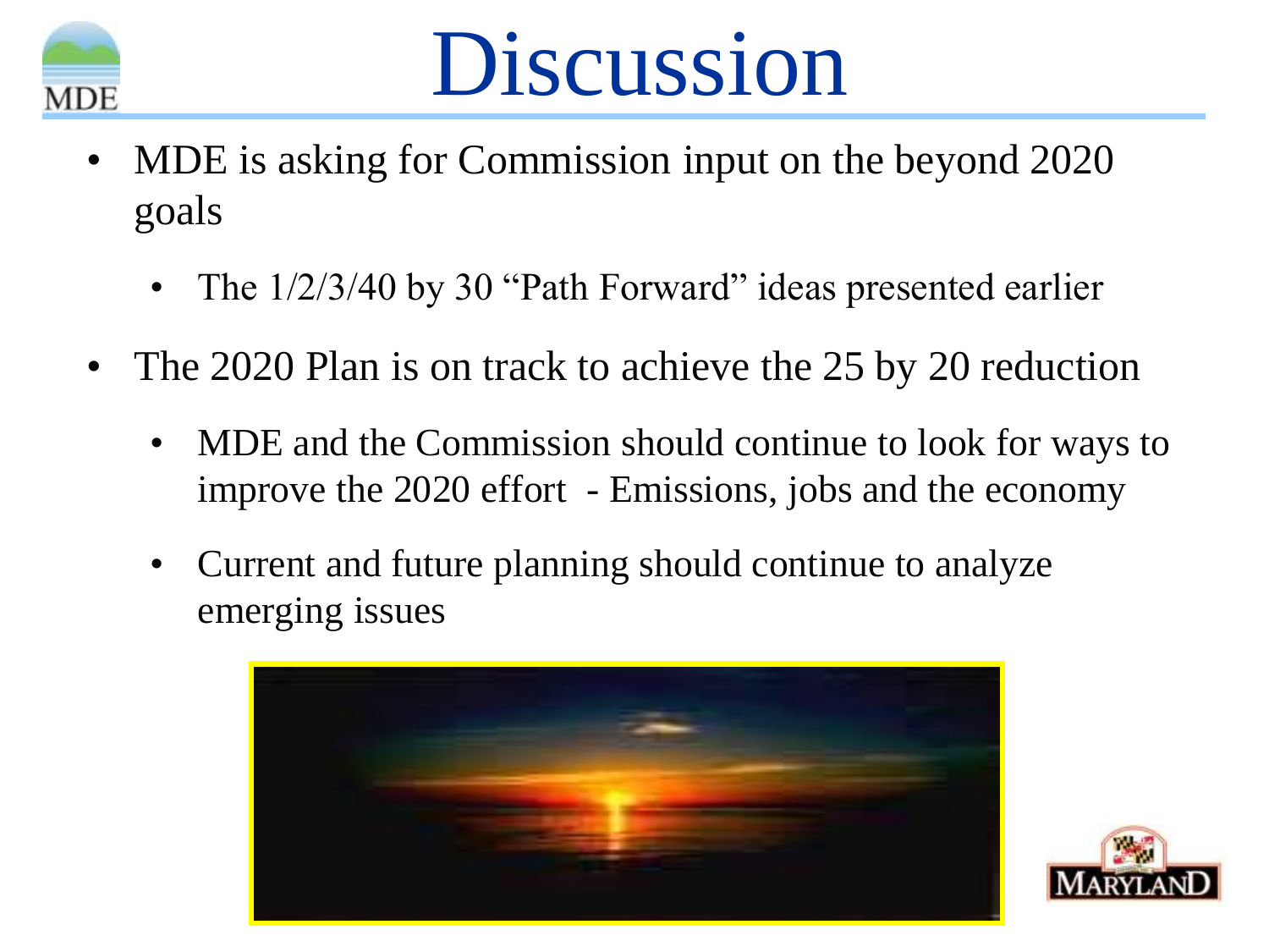# Discussion

- MDE is asking for Commission input on the beyond 2020 goals
  - The 1/2/3/40 by 30 "Path Forward" ideas presented earlier
- The 2020 Plan is on track to achieve the 25 by 20 reduction
  - MDE and the Commission should continue to look for ways to improve the 2020 effort - Emissions, jobs and the economy
  - Current and future planning should continue to analyze emerging issues